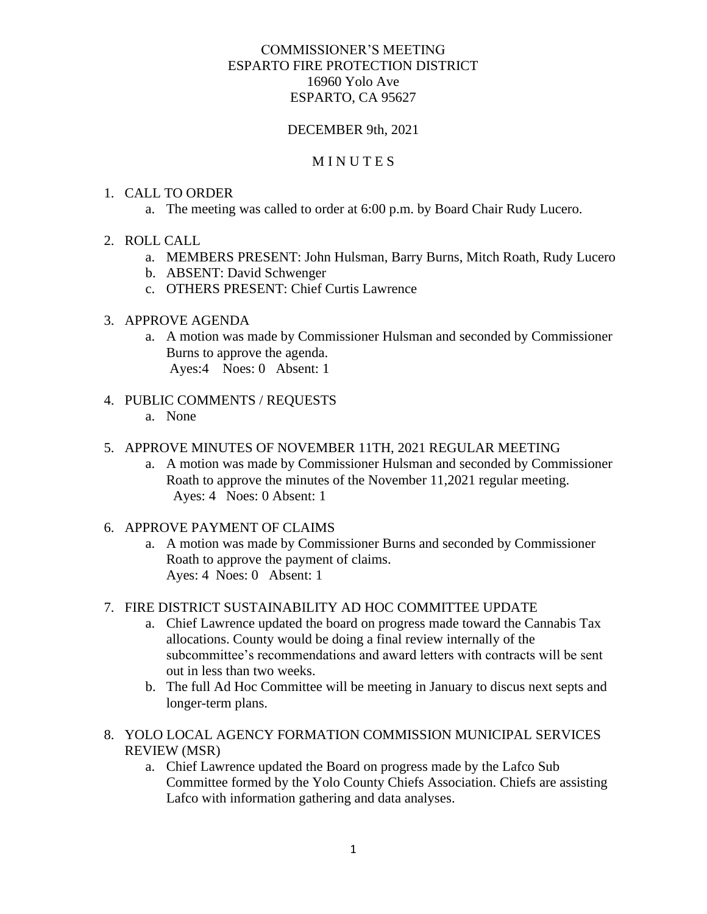COMMISSIONER'S MEETING
ESPARTO FIRE PROTECTION DISTRICT
16960 Yolo Ave
ESPARTO, CA 95627

DECEMBER 9th, 2021

M I N U T E S

1. CALL TO ORDER
   a. The meeting was called to order at 6:00 p.m. by Board Chair Rudy Lucero.

2. ROLL CALL
   a. MEMBERS PRESENT: John Hulsman, Barry Burns, Mitch Roath, Rudy Lucero
   b. ABSENT: David Schwenger
   c. OTHERS PRESENT: Chief Curtis Lawrence

3. APPROVE AGENDA
   a. A motion was made by Commissioner Hulsman and seconded by Commissioner Burns to approve the agenda.
      Ayes:4 Noes: 0 Absent: 1

4. PUBLIC COMMENTS / REQUESTS
   a. None

5. APPROVE MINUTES OF NOVEMBER 11TH, 2021 REGULAR MEETING
   a. A motion was made by Commissioner Hulsman and seconded by Commissioner Roath to approve the minutes of the November 11,2021 regular meeting.
      Ayes: 4 Noes: 0 Absent: 1

6. APPROVE PAYMENT OF CLAIMS
   a. A motion was made by Commissioner Burns and seconded by Commissioner Roath to approve the payment of claims.
      Ayes: 4 Noes: 0 Absent: 1

7. FIRE DISTRICT SUSTAINABILITY AD HOC COMMITTEE UPDATE
   a. Chief Lawrence updated the board on progress made toward the Cannabis Tax allocations. County would be doing a final review internally of the subcommittee's recommendations and award letters with contracts will be sent out in less than two weeks.
   b. The full Ad Hoc Committee will be meeting in January to discus next septs and longer-term plans.

8. YOLO LOCAL AGENCY FORMATION COMMISSION MUNICIPAL SERVICES REVIEW (MSR)
   a. Chief Lawrence updated the Board on progress made by the Lafco Sub Committee formed by the Yolo County Chiefs Association. Chiefs are assisting Lafco with information gathering and data analyses.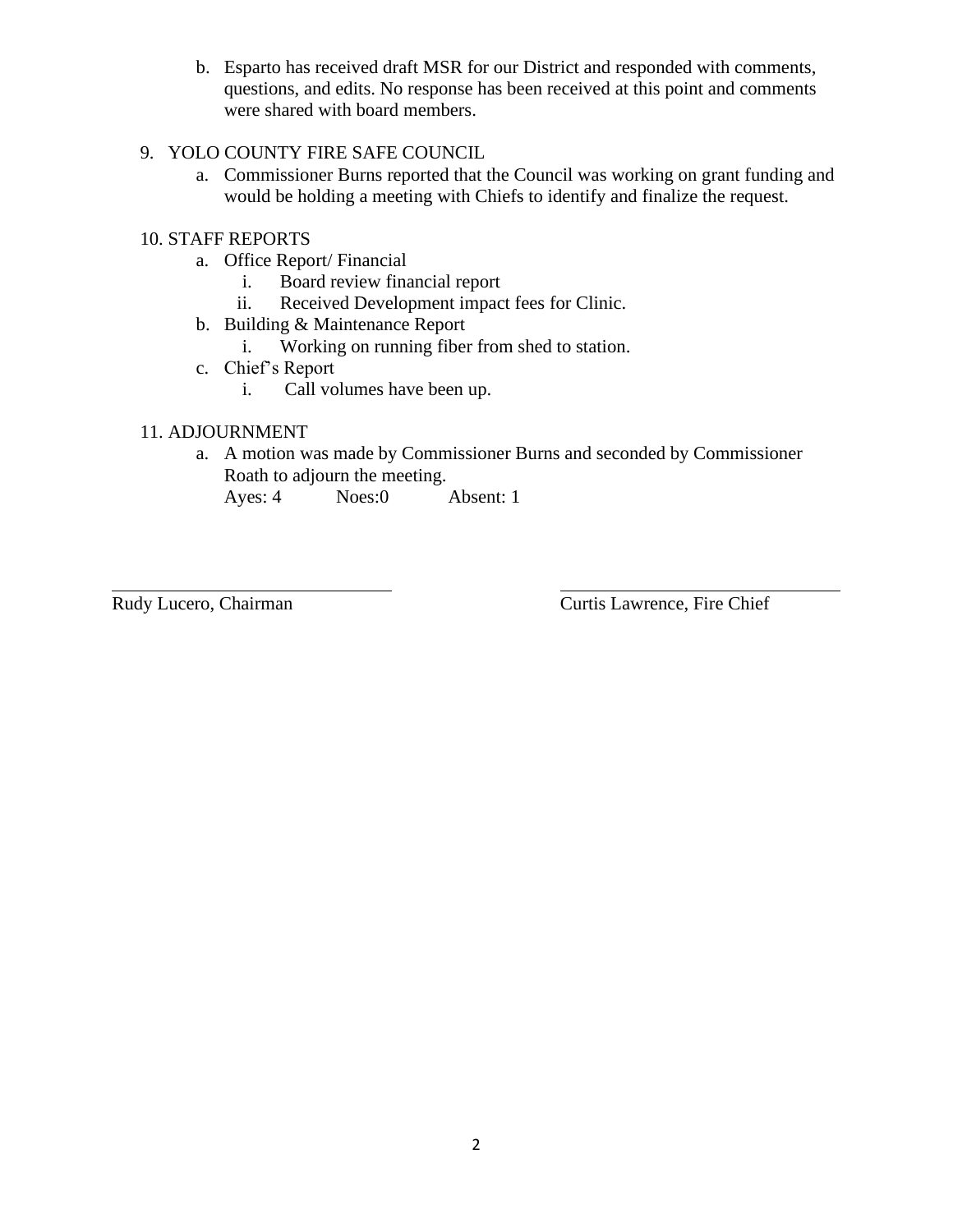b. Esparto has received draft MSR for our District and responded with comments, questions, and edits. No response has been received at this point and comments were shared with board members.

9. YOLO COUNTY FIRE SAFE COUNCIL
   a. Commissioner Burns reported that the Council was working on grant funding and would be holding a meeting with Chiefs to identify and finalize the request.

10. STAFF REPORTS
    a. Office Report/ Financial
       i. Board review financial report
       ii. Received Development impact fees for Clinic.
    b. Building & Maintenance Report
       i. Working on running fiber from shed to station.
    c. Chief's Report
       i. Call volumes have been up.

11. ADJOURNMENT
    a. A motion was made by Commissioner Burns and seconded by Commissioner Roath to adjourn the meeting.
       Ayes: 4    Noes:0    Absent: 1

Rudy Lucero, Chairman

Curtis Lawrence, Fire Chief